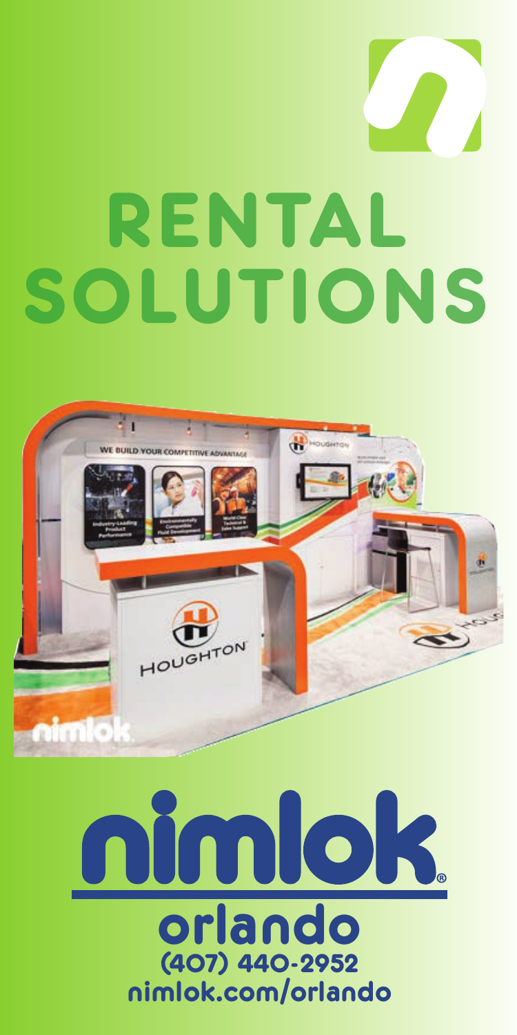# RENTAL SOLUTIONS

**nimlok**

**orlando**

**(407) 440-2952**

**nimlok.com/orlando**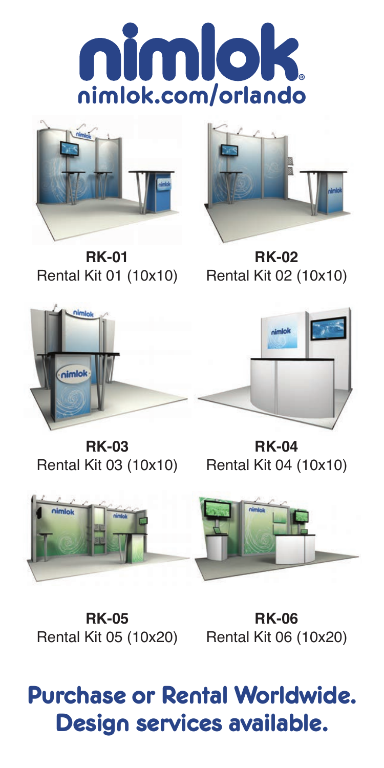# nimlok

nimlok.com/orlando

**RK-01**
Rental Kit 01 (10x10)

**RK-02**
Rental Kit 02 (10x10)

**RK-03**
Rental Kit 03 (10x10)

**RK-04**
Rental Kit 04 (10x10)

**RK-05**
Rental Kit 05 (10x20)

**RK-06**
Rental Kit 06 (10x20)

## Purchase or Rental Worldwide.
## Design services available.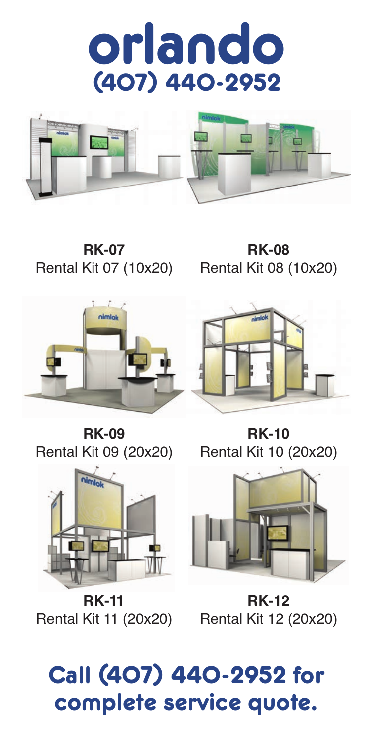# orlando

## (407) 440-2952

**RK-07**
Rental Kit 07 (10x20)

**RK-08**
Rental Kit 08 (10x20)

**RK-09**
Rental Kit 09 (20x20)

**RK-10**
Rental Kit 10 (20x20)

**RK-11**
Rental Kit 11 (20x20)

**RK-12**
Rental Kit 12 (20x20)

## Call (407) 440-2952 for complete service quote.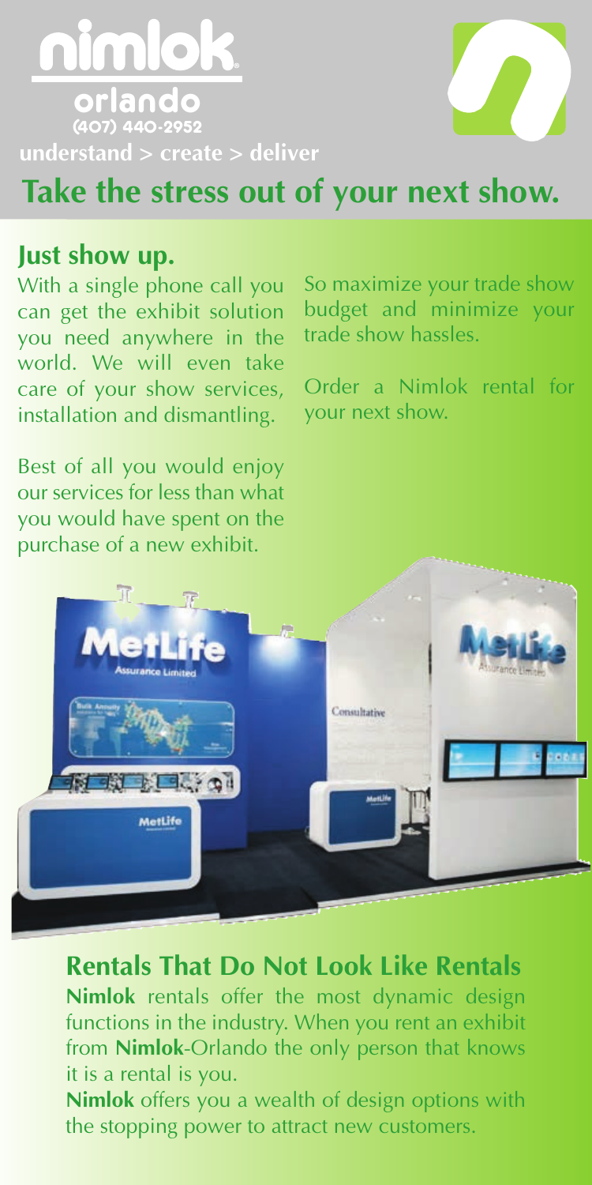nimlok

orlando

(407) 440-2952

understand > create > deliver

# Take the stress out of your next show.

## Just show up.

With a single phone call you can get the exhibit solution you need anywhere in the world. We will even take care of your show services, installation and dismantling.

Best of all you would enjoy our services for less than what you would have spent on the purchase of a new exhibit.

So maximize your trade show budget and minimize your trade show hassles.

Order a Nimlok rental for your next show.

## Rentals That Do Not Look Like Rentals

**Nimlok** rentals offer the most dynamic design functions in the industry. When you rent an exhibit from **Nimlok**-Orlando the only person that knows it is a rental is you.

**Nimlok** offers you a wealth of design options with the stopping power to attract new customers.